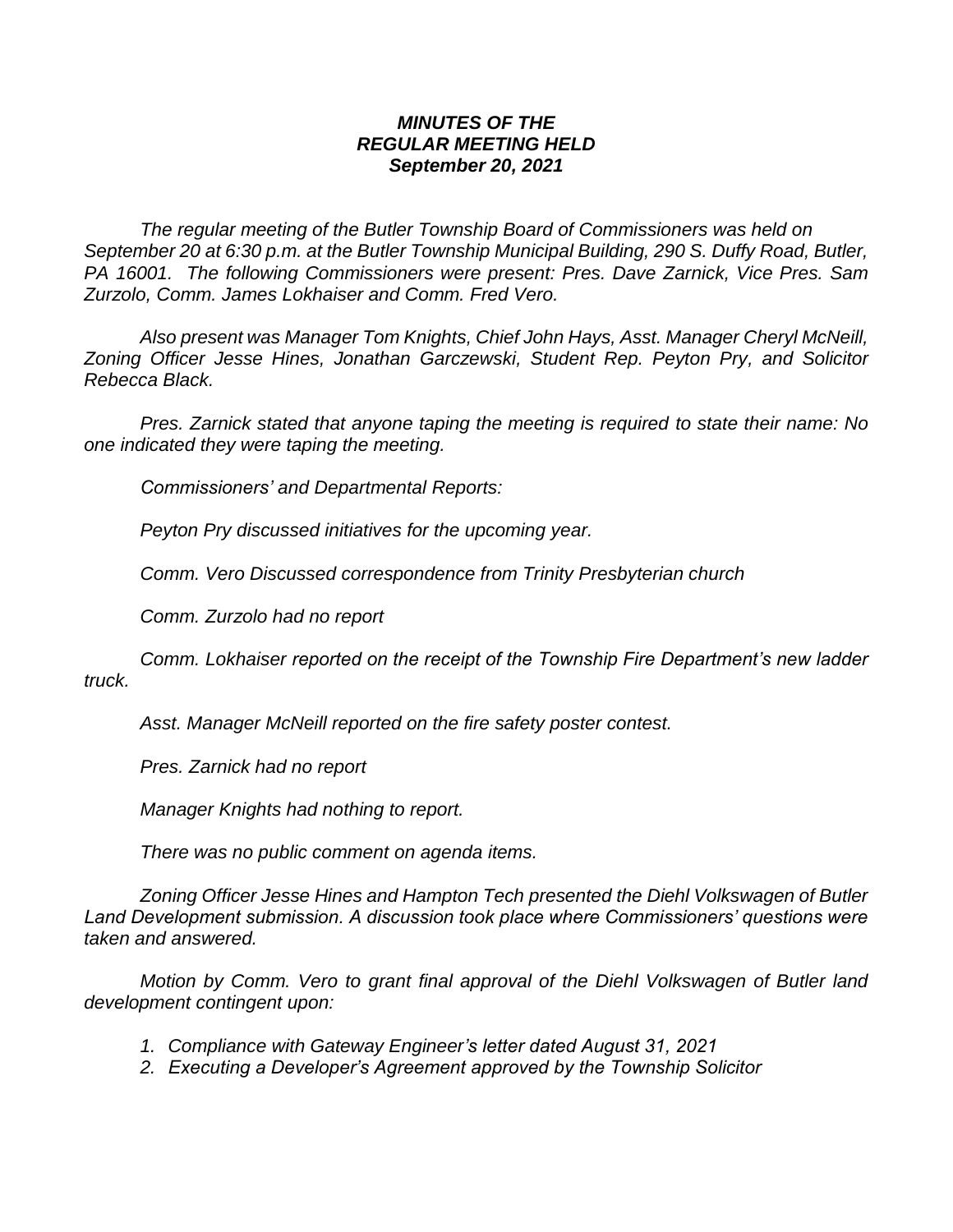***MINUTES OF THE***
***REGULAR MEETING HELD***
***September 20, 2021***

*The regular meeting of the Butler Township Board of Commissioners was held on September 20 at 6:30 p.m. at the Butler Township Municipal Building, 290 S. Duffy Road, Butler, PA 16001. The following Commissioners were present: Pres. Dave Zarnick, Vice Pres. Sam Zurzolo, Comm. James Lokhaiser and Comm. Fred Vero.*

*Also present was Manager Tom Knights, Chief John Hays, Asst. Manager Cheryl McNeill, Zoning Officer Jesse Hines, Jonathan Garczewski, Student Rep. Peyton Pry, and Solicitor Rebecca Black.*

*Pres. Zarnick stated that anyone taping the meeting is required to state their name: No one indicated they were taping the meeting.*

*Commissioners' and Departmental Reports:*

*Peyton Pry discussed initiatives for the upcoming year.*

*Comm. Vero Discussed correspondence from Trinity Presbyterian church*

*Comm. Zurzolo had no report*

*Comm. Lokhaiser reported on the receipt of the Township Fire Department's new ladder truck.*

*Asst. Manager McNeill reported on the fire safety poster contest.*

*Pres. Zarnick had no report*

*Manager Knights had nothing to report.*

*There was no public comment on agenda items.*

*Zoning Officer Jesse Hines and Hampton Tech presented the Diehl Volkswagen of Butler Land Development submission. A discussion took place where Commissioners' questions were taken and answered.*

*Motion by Comm. Vero to grant final approval of the Diehl Volkswagen of Butler land development contingent upon:*

1. *Compliance with Gateway Engineer's letter dated August 31, 2021*
2. *Executing a Developer's Agreement approved by the Township Solicitor*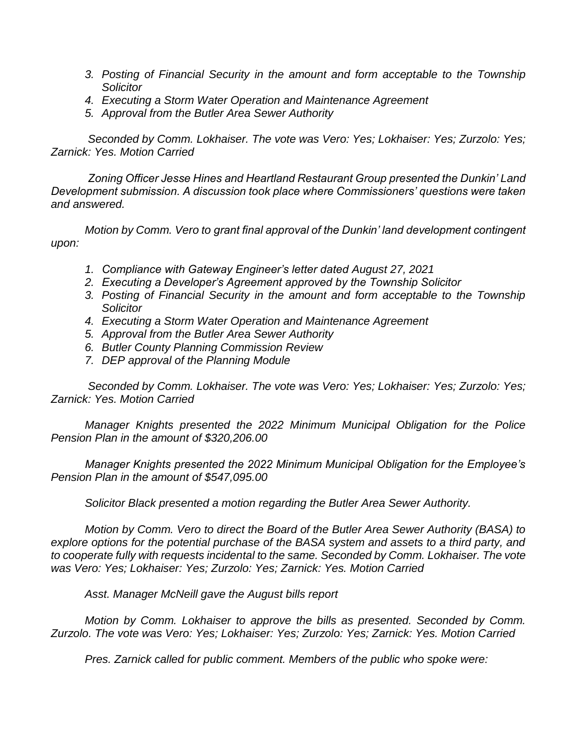*3. Posting of Financial Security in the amount and form acceptable to the Township Solicitor*
*4. Executing a Storm Water Operation and Maintenance Agreement*
*5. Approval from the Butler Area Sewer Authority*

*Seconded by Comm. Lokhaiser. The vote was Vero: Yes; Lokhaiser: Yes; Zurzolo: Yes; Zarnick: Yes. Motion Carried*

*Zoning Officer Jesse Hines and Heartland Restaurant Group presented the Dunkin' Land Development submission. A discussion took place where Commissioners' questions were taken and answered.*

*Motion by Comm. Vero to grant final approval of the Dunkin' land development contingent upon:*

*1. Compliance with Gateway Engineer's letter dated August 27, 2021*
*2. Executing a Developer's Agreement approved by the Township Solicitor*
*3. Posting of Financial Security in the amount and form acceptable to the Township Solicitor*
*4. Executing a Storm Water Operation and Maintenance Agreement*
*5. Approval from the Butler Area Sewer Authority*
*6. Butler County Planning Commission Review*
*7. DEP approval of the Planning Module*

*Seconded by Comm. Lokhaiser. The vote was Vero: Yes; Lokhaiser: Yes; Zurzolo: Yes; Zarnick: Yes. Motion Carried*

*Manager Knights presented the 2022 Minimum Municipal Obligation for the Police Pension Plan in the amount of $320,206.00*

*Manager Knights presented the 2022 Minimum Municipal Obligation for the Employee's Pension Plan in the amount of $547,095.00*

*Solicitor Black presented a motion regarding the Butler Area Sewer Authority.*

*Motion by Comm. Vero to direct the Board of the Butler Area Sewer Authority (BASA) to explore options for the potential purchase of the BASA system and assets to a third party, and to cooperate fully with requests incidental to the same. Seconded by Comm. Lokhaiser. The vote was Vero: Yes; Lokhaiser: Yes; Zurzolo: Yes; Zarnick: Yes. Motion Carried*

*Asst. Manager McNeill gave the August bills report*

*Motion by Comm. Lokhaiser to approve the bills as presented. Seconded by Comm. Zurzolo. The vote was Vero: Yes; Lokhaiser: Yes; Zurzolo: Yes; Zarnick: Yes. Motion Carried*

*Pres. Zarnick called for public comment. Members of the public who spoke were:*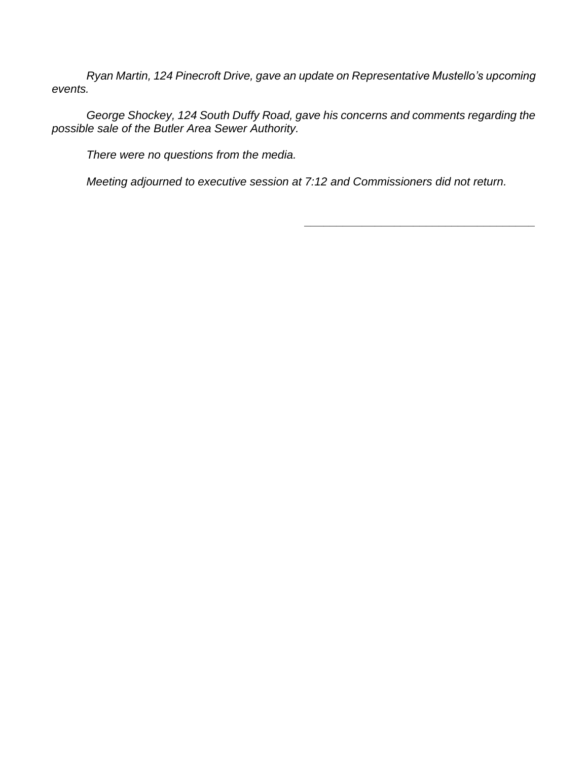*Ryan Martin, 124 Pinecroft Drive, gave an update on Representative Mustello's upcoming events.*

*George Shockey, 124 South Duffy Road, gave his concerns and comments regarding the possible sale of the Butler Area Sewer Authority.*

*There were no questions from the media.*

*Meeting adjourned to executive session at 7:12 and Commissioners did not return.*

\_\_\_\_\_\_\_\_\_\_\_\_\_\_\_\_\_\_\_\_\_\_\_\_\_\_\_\_\_\_\_\_\_\_\_\_\_\_\_\_